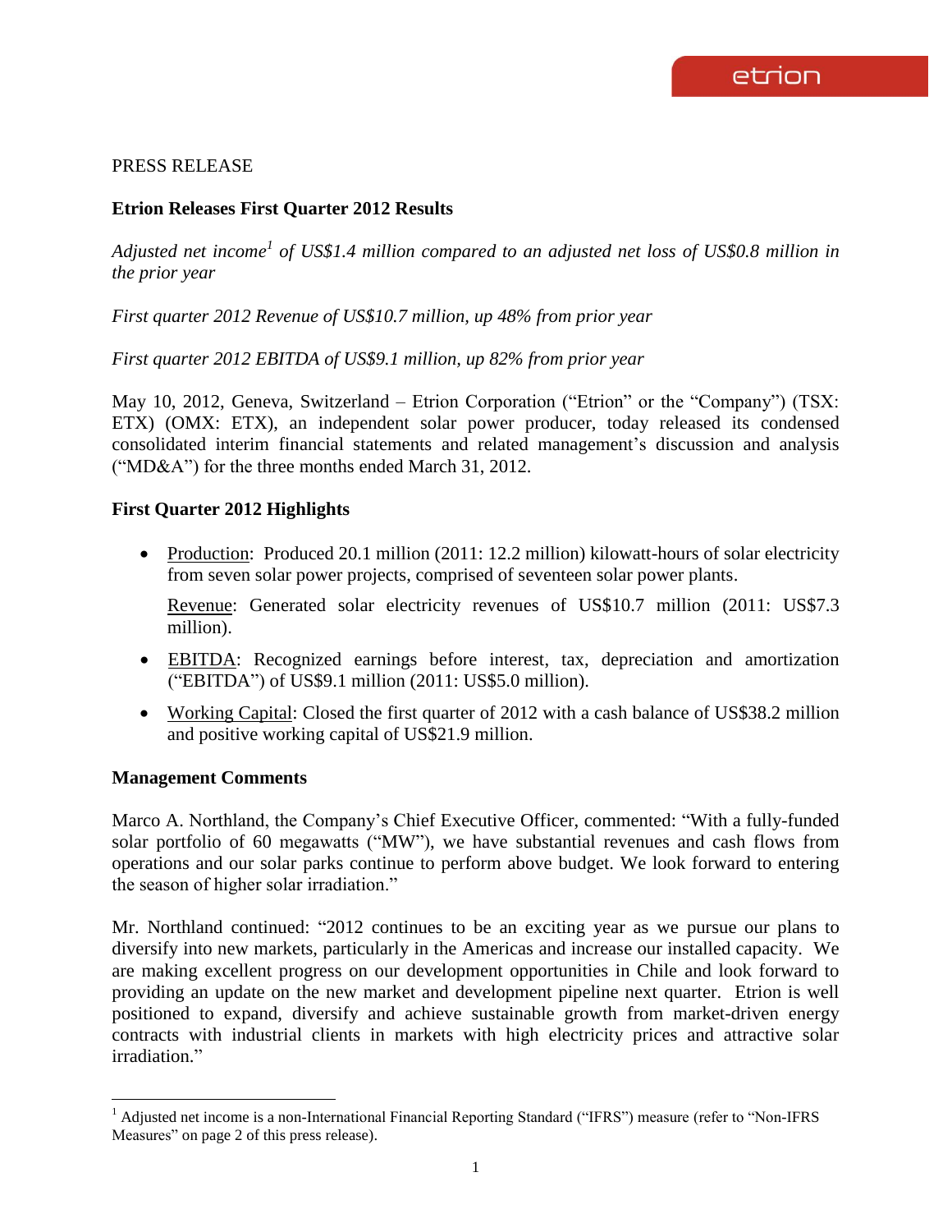PRESS RELEASE

**Etrion Releases First Quarter 2012 Results**

*Adjusted net income[1] of US$1.4 million compared to an adjusted net loss of US$0.8 million in the prior year*

*First quarter 2012 Revenue of US$10.7 million, up 48% from prior year*

*First quarter 2012 EBITDA of US$9.1 million, up 82% from prior year*

May 10, 2012, Geneva, Switzerland – Etrion Corporation ("Etrion" or the "Company") (TSX: ETX) (OMX: ETX), an independent solar power producer, today released its condensed consolidated interim financial statements and related management's discussion and analysis ("MD&A") for the three months ended March 31, 2012.

**First Quarter 2012 Highlights**

- Production: Produced 20.1 million (2011: 12.2 million) kilowatt-hours of solar electricity from seven solar power projects, comprised of seventeen solar power plants.

  Revenue: Generated solar electricity revenues of US$10.7 million (2011: US$7.3 million).
- EBITDA: Recognized earnings before interest, tax, depreciation and amortization ("EBITDA") of US$9.1 million (2011: US$5.0 million).
- Working Capital: Closed the first quarter of 2012 with a cash balance of US$38.2 million and positive working capital of US$21.9 million.

**Management Comments**

Marco A. Northland, the Company's Chief Executive Officer, commented: "With a fully-funded solar portfolio of 60 megawatts ("MW"), we have substantial revenues and cash flows from operations and our solar parks continue to perform above budget. We look forward to entering the season of higher solar irradiation."

Mr. Northland continued: "2012 continues to be an exciting year as we pursue our plans to diversify into new markets, particularly in the Americas and increase our installed capacity. We are making excellent progress on our development opportunities in Chile and look forward to providing an update on the new market and development pipeline next quarter. Etrion is well positioned to expand, diversify and achieve sustainable growth from market-driven energy contracts with industrial clients in markets with high electricity prices and attractive solar irradiation."

[1] Adjusted net income is a non-International Financial Reporting Standard ("IFRS") measure (refer to "Non-IFRS Measures" on page 2 of this press release).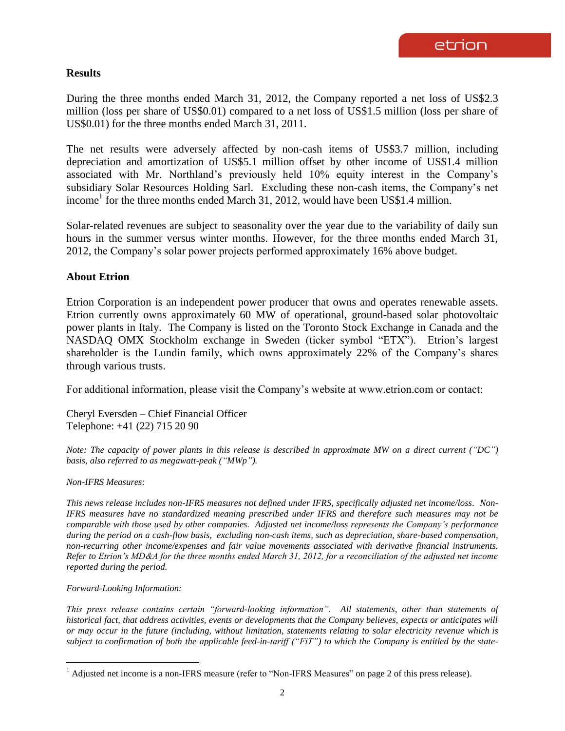## Results

During the three months ended March 31, 2012, the Company reported a net loss of US$2.3 million (loss per share of US$0.01) compared to a net loss of US$1.5 million (loss per share of US$0.01) for the three months ended March 31, 2011.

The net results were adversely affected by non-cash items of US$3.7 million, including depreciation and amortization of US$5.1 million offset by other income of US$1.4 million associated with Mr. Northland's previously held 10% equity interest in the Company's subsidiary Solar Resources Holding Sarl. Excluding these non-cash items, the Company's net income[1] for the three months ended March 31, 2012, would have been US$1.4 million.

Solar-related revenues are subject to seasonality over the year due to the variability of daily sun hours in the summer versus winter months. However, for the three months ended March 31, 2012, the Company's solar power projects performed approximately 16% above budget.

## About Etrion

Etrion Corporation is an independent power producer that owns and operates renewable assets. Etrion currently owns approximately 60 MW of operational, ground-based solar photovoltaic power plants in Italy. The Company is listed on the Toronto Stock Exchange in Canada and the NASDAQ OMX Stockholm exchange in Sweden (ticker symbol "ETX"). Etrion's largest shareholder is the Lundin family, which owns approximately 22% of the Company's shares through various trusts.

For additional information, please visit the Company's website at www.etrion.com or contact:

Cheryl Eversden – Chief Financial Officer
Telephone: +41 (22) 715 20 90

*Note: The capacity of power plants in this release is described in approximate MW on a direct current ("DC") basis, also referred to as megawatt-peak ("MWp").*

*Non-IFRS Measures:*

*This news release includes non-IFRS measures not defined under IFRS, specifically adjusted net income/loss. Non-IFRS measures have no standardized meaning prescribed under IFRS and therefore such measures may not be comparable with those used by other companies. Adjusted net income/loss represents the Company's performance during the period on a cash-flow basis, excluding non-cash items, such as depreciation, share-based compensation, non-recurring other income/expenses and fair value movements associated with derivative financial instruments. Refer to Etrion's MD&A for the three months ended March 31, 2012, for a reconciliation of the adjusted net income reported during the period.*

*Forward-Looking Information:*

*This press release contains certain "forward-looking information". All statements, other than statements of historical fact, that address activities, events or developments that the Company believes, expects or anticipates will or may occur in the future (including, without limitation, statements relating to solar electricity revenue which is subject to confirmation of both the applicable feed-in-tariff ("FiT") to which the Company is entitled by the state-*

[1] Adjusted net income is a non-IFRS measure (refer to "Non-IFRS Measures" on page 2 of this press release).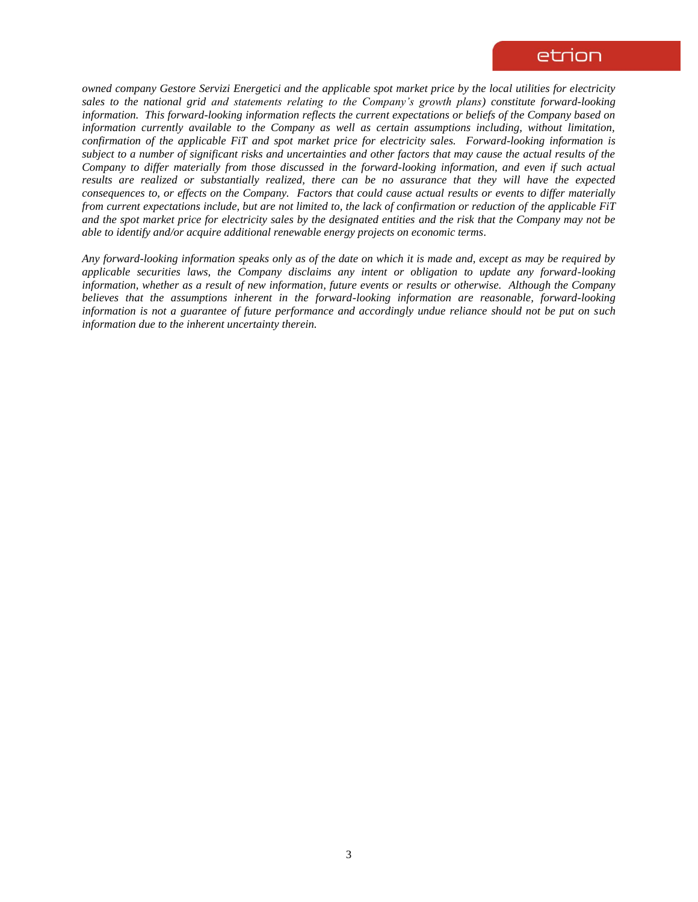*owned company Gestore Servizi Energetici and the applicable spot market price by the local utilities for electricity sales to the national grid and statements relating to the Company's growth plans) constitute forward-looking information. This forward-looking information reflects the current expectations or beliefs of the Company based on information currently available to the Company as well as certain assumptions including, without limitation, confirmation of the applicable FiT and spot market price for electricity sales. Forward-looking information is subject to a number of significant risks and uncertainties and other factors that may cause the actual results of the Company to differ materially from those discussed in the forward-looking information, and even if such actual results are realized or substantially realized, there can be no assurance that they will have the expected consequences to, or effects on the Company. Factors that could cause actual results or events to differ materially from current expectations include, but are not limited to, the lack of confirmation or reduction of the applicable FiT and the spot market price for electricity sales by the designated entities and the risk that the Company may not be able to identify and/or acquire additional renewable energy projects on economic terms.*

*Any forward-looking information speaks only as of the date on which it is made and, except as may be required by applicable securities laws, the Company disclaims any intent or obligation to update any forward-looking information, whether as a result of new information, future events or results or otherwise. Although the Company believes that the assumptions inherent in the forward-looking information are reasonable, forward-looking information is not a guarantee of future performance and accordingly undue reliance should not be put on such information due to the inherent uncertainty therein.*